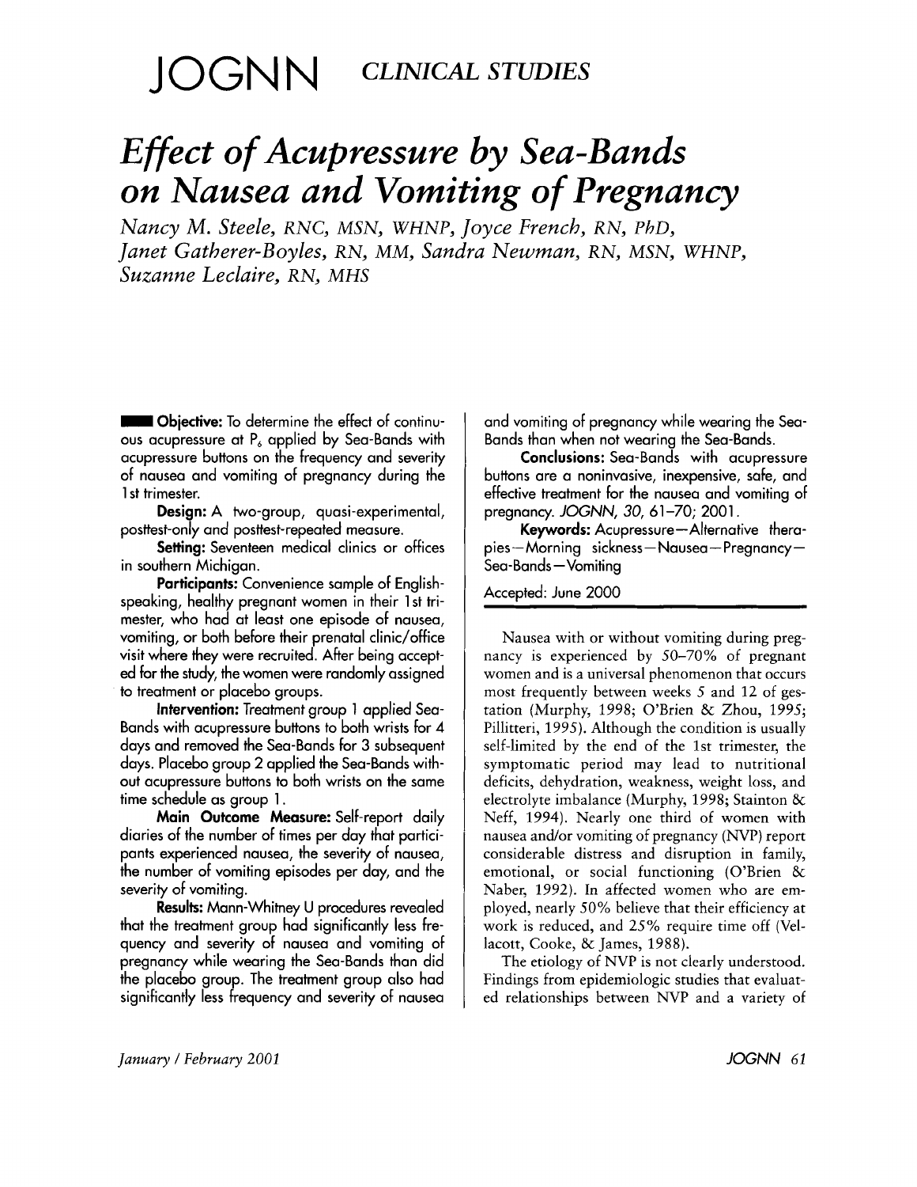# JOGNN CLINICAL STUDIES

# *Effect of Acupressure by Sea-Bands on Nausea and Vomiting of Pregnancy*

*Nancy M. Steele, RNC, MSN, WHNP, Joyce French, RN, PhD, Janet Gatherer-Boyles, RN, MM, Sandra Newman, RN, MSN, WHNP, Suzanne Leclaire, RN, MHS*

**Objective:** To determine the effect of continuous acupressure at $P_6$ applied by Sea-Bands with acupressure buttons on the frequency and severity of nausea and vomiting of pregnancy during the 1st trimester.

**Design:** A two-group, quasi-experimental, posttest-only and posttest-repeated measure.

**Setting:** Seventeen medical clinics or offices in southern Michigan.

**Participants:** Convenience sample of English-speaking, healthy pregnant women in their 1st trimester, who had at least one episode of nausea, vomiting, or both before their prenatal clinic/office visit where they were recruited. After being accepted for the study, the women were randomly assigned to treatment or placebo groups.

**Intervention:** Treatment group 1 applied Sea-Bands with acupressure buttons to both wrists for 4 days and removed the Sea-Bands for 3 subsequent days. Placebo group 2 applied the Sea-Bands without acupressure buttons to both wrists on the same time schedule as group 1.

**Main Outcome Measure:** Self-report daily diaries of the number of times per day that participants experienced nausea, the severity of nausea, the number of vomiting episodes per day, and the severity of vomiting.

**Results:** Mann-Whitney U procedures revealed that the treatment group had significantly less frequency and severity of nausea and vomiting of pregnancy while wearing the Sea-Bands than did the placebo group. The treatment group also had significantly less frequency and severity of nausea and vomiting of pregnancy while wearing the Sea-Bands than when not wearing the Sea-Bands.

**Conclusions:** Sea-Bands with acupressure buttons are a noninvasive, inexpensive, safe, and effective treatment for the nausea and vomiting of pregnancy. *JOGNN, 30*, 61–70; 2001.

**Keywords:** Acupressure—Alternative therapies—Morning sickness—Nausea—Pregnancy—Sea-Bands—Vomiting

Accepted: June 2000

Nausea with or without vomiting during pregnancy is experienced by 50–70% of pregnant women and is a universal phenomenon that occurs most frequently between weeks 5 and 12 of gestation (Murphy, 1998; O'Brien & Zhou, 1995; Pillitteri, 1995). Although the condition is usually self-limited by the end of the 1st trimester, the symptomatic period may lead to nutritional deficits, dehydration, weakness, weight loss, and electrolyte imbalance (Murphy, 1998; Stainton & Neff, 1994). Nearly one third of women with nausea and/or vomiting of pregnancy (NVP) report considerable distress and disruption in family, emotional, or social functioning (O'Brien & Naber, 1992). In affected women who are employed, nearly 50% believe that their efficiency at work is reduced, and 25% require time off (Vellacott, Cooke, & James, 1988).

The etiology of NVP is not clearly understood. Findings from epidemiologic studies that evaluated relationships between NVP and a variety of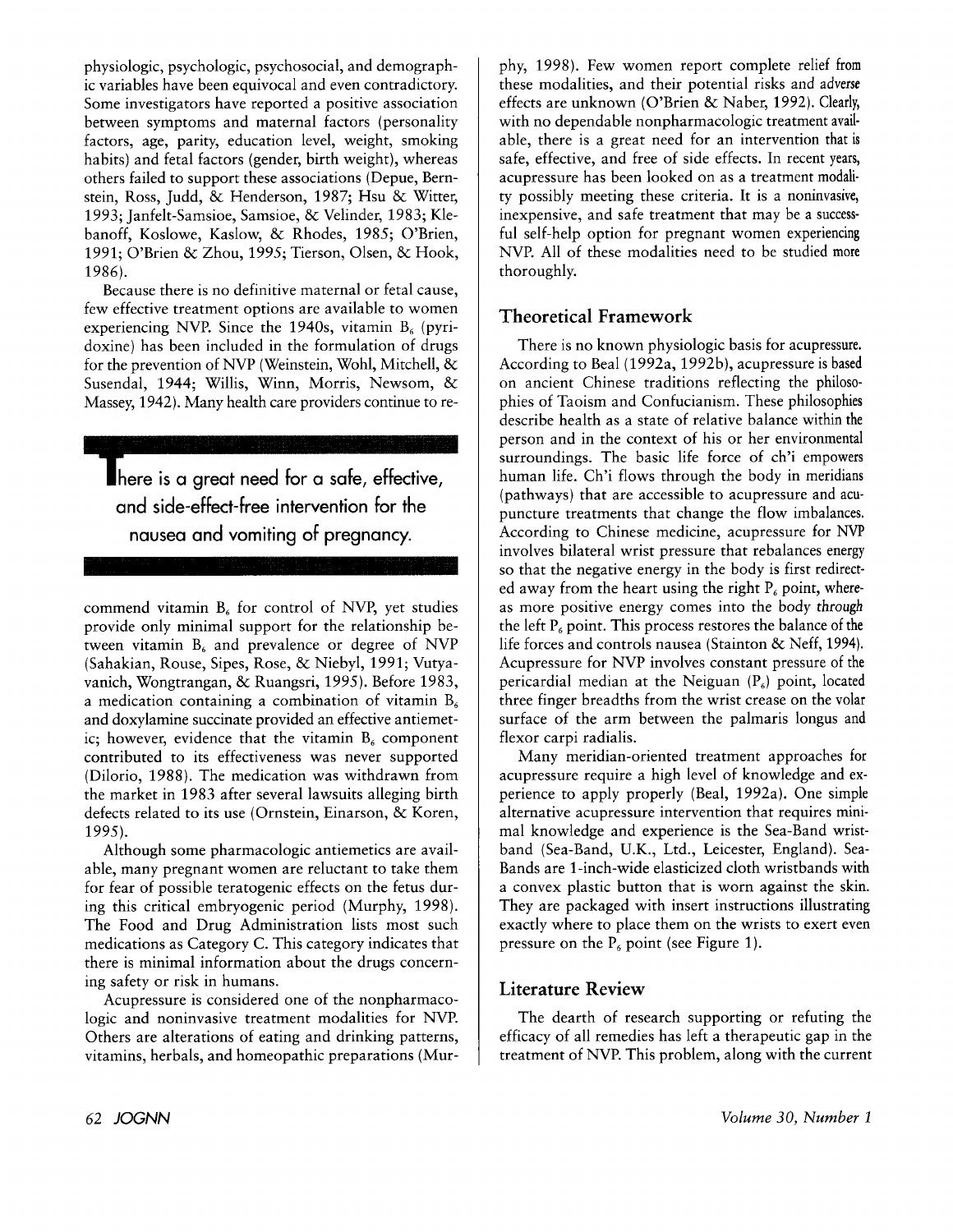physiologic, psychologic, psychosocial, and demographic variables have been equivocal and even contradictory. Some investigators have reported a positive association between symptoms and maternal factors (personality factors, age, parity, education level, weight, smoking habits) and fetal factors (gender, birth weight), whereas others failed to support these associations (Depue, Bernstein, Ross, Judd, & Henderson, 1987; Hsu & Witter, 1993; Janfelt-Samsioe, Samsioe, & Velinder, 1983; Klebanoff, Koslowe, Kaslow, & Rhodes, 1985; O'Brien, 1991; O'Brien & Zhou, 1995; Tierson, Olsen, & Hook, 1986).

Because there is no definitive maternal or fetal cause, few effective treatment options are available to women experiencing NVP. Since the 1940s, vitamin $B_6$ (pyridoxine) has been included in the formulation of drugs for the prevention of NVP (Weinstein, Wohl, Mitchell, & Susendal, 1944; Willis, Winn, Morris, Newsom, & Massey, 1942). Many health care providers continue to recommend vitamin $B_6$ for control of NVP, yet studies provide only minimal support for the relationship between vitamin $B_6$ and prevalence or degree of NVP (Sahakian, Rouse, Sipes, Rose, & Niebyl, 1991; Vutyavanich, Wongtrangan, & Ruangsri, 1995). Before 1983, a medication containing a combination of vitamin $B_6$ and doxylamine succinate provided an effective antiemetic; however, evidence that the vitamin $B_6$ component contributed to its effectiveness was never supported (Dilorio, 1988). The medication was withdrawn from the market in 1983 after several lawsuits alleging birth defects related to its use (Ornstein, Einarson, & Koren, 1995).

> **There is a great need for a safe, effective, and side-effect-free intervention for the nausea and vomiting of pregnancy.**

Although some pharmacologic antiemetics are available, many pregnant women are reluctant to take them for fear of possible teratogenic effects on the fetus during this critical embryogenic period (Murphy, 1998). The Food and Drug Administration lists most such medications as Category C. This category indicates that there is minimal information about the drugs concerning safety or risk in humans.

Acupressure is considered one of the nonpharmacologic and noninvasive treatment modalities for NVP. Others are alterations of eating and drinking patterns, vitamins, herbals, and homeopathic preparations (Murphy, 1998). Few women report complete relief from these modalities, and their potential risks and adverse effects are unknown (O'Brien & Naber, 1992). Clearly, with no dependable nonpharmacologic treatment available, there is a great need for an intervention that is safe, effective, and free of side effects. In recent years, acupressure has been looked on as a treatment modality possibly meeting these criteria. It is a noninvasive, inexpensive, and safe treatment that may be a successful self-help option for pregnant women experiencing NVP. All of these modalities need to be studied more thoroughly.

## Theoretical Framework

There is no known physiologic basis for acupressure. According to Beal (1992a, 1992b), acupressure is based on ancient Chinese traditions reflecting the philosophies of Taoism and Confucianism. These philosophies describe health as a state of relative balance within the person and in the context of his or her environmental surroundings. The basic life force of ch'i empowers human life. Ch'i flows through the body in meridians (pathways) that are accessible to acupressure and acupuncture treatments that change the flow imbalances. According to Chinese medicine, acupressure for NVP involves bilateral wrist pressure that rebalances energy so that the negative energy in the body is first redirected away from the heart using the right $P_6$ point, whereas more positive energy comes into the body through the left $P_6$ point. This process restores the balance of the life forces and controls nausea (Stainton & Neff, 1994). Acupressure for NVP involves constant pressure of the pericardial median at the Neiguan ($P_6$) point, located three finger breadths from the wrist crease on the volar surface of the arm between the palmaris longus and flexor carpi radialis.

Many meridian-oriented treatment approaches for acupressure require a high level of knowledge and experience to apply properly (Beal, 1992a). One simple alternative acupressure intervention that requires minimal knowledge and experience is the Sea-Band wristband (Sea-Band, U.K., Ltd., Leicester, England). Sea-Bands are 1-inch-wide elasticized cloth wristbands with a convex plastic button that is worn against the skin. They are packaged with insert instructions illustrating exactly where to place them on the wrists to exert even pressure on the $P_6$ point (see Figure 1).

## Literature Review

The dearth of research supporting or refuting the efficacy of all remedies has left a therapeutic gap in the treatment of NVP. This problem, along with the current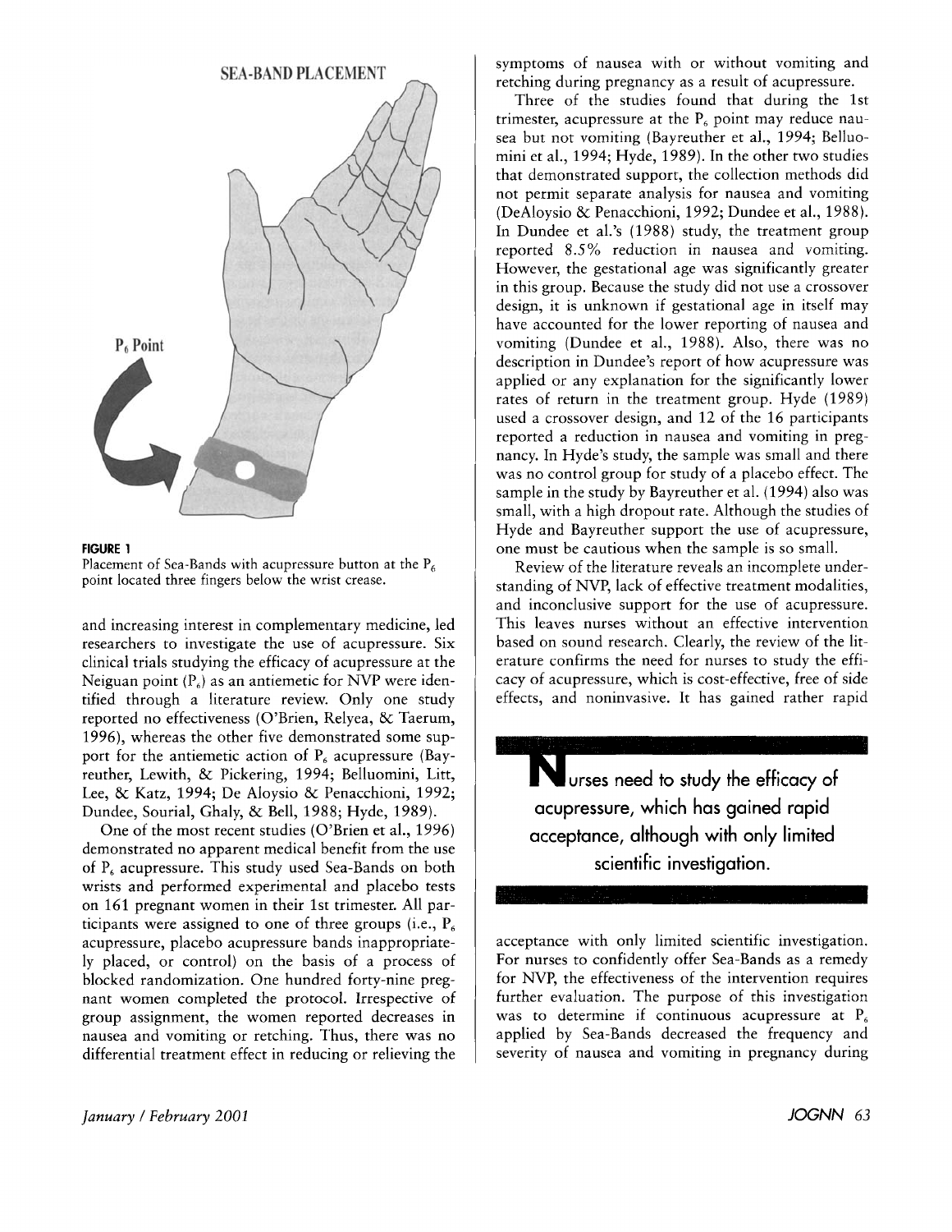SEA-BAND PLACEMENT

$P_6$ Point

**FIGURE 1**
Placement of Sea-Bands with acupressure button at the $P_6$ point located three fingers below the wrist crease.

and increasing interest in complementary medicine, led researchers to investigate the use of acupressure. Six clinical trials studying the efficacy of acupressure at the Neiguan point ($P_6$) as an antiemetic for NVP were identified through a literature review. Only one study reported no effectiveness (O'Brien, Relyea, & Taerum, 1996), whereas the other five demonstrated some support for the antiemetic action of $P_6$ acupressure (Bayreuther, Lewith, & Pickering, 1994; Belluomini, Litt, Lee, & Katz, 1994; De Aloysio & Penacchioni, 1992; Dundee, Sourial, Ghaly, & Bell, 1988; Hyde, 1989).

One of the most recent studies (O'Brien et al., 1996) demonstrated no apparent medical benefit from the use of $P_6$ acupressure. This study used Sea-Bands on both wrists and performed experimental and placebo tests on 161 pregnant women in their 1st trimester. All participants were assigned to one of three groups (i.e., $P_6$ acupressure, placebo acupressure bands inappropriately placed, or control) on the basis of a process of blocked randomization. One hundred forty-nine pregnant women completed the protocol. Irrespective of group assignment, the women reported decreases in nausea and vomiting or retching. Thus, there was no differential treatment effect in reducing or relieving the symptoms of nausea with or without vomiting and retching during pregnancy as a result of acupressure.

Three of the studies found that during the 1st trimester, acupressure at the $P_6$ point may reduce nausea but not vomiting (Bayreuther et al., 1994; Belluomini et al., 1994; Hyde, 1989). In the other two studies that demonstrated support, the collection methods did not permit separate analysis for nausea and vomiting (DeAloysio & Penacchioni, 1992; Dundee et al., 1988). In Dundee et al.'s (1988) study, the treatment group reported 8.5% reduction in nausea and vomiting. However, the gestational age was significantly greater in this group. Because the study did not use a crossover design, it is unknown if gestational age in itself may have accounted for the lower reporting of nausea and vomiting (Dundee et al., 1988). Also, there was no description in Dundee's report of how acupressure was applied or any explanation for the significantly lower rates of return in the treatment group. Hyde (1989) used a crossover design, and 12 of the 16 participants reported a reduction in nausea and vomiting in pregnancy. In Hyde's study, the sample was small and there was no control group for study of a placebo effect. The sample in the study by Bayreuther et al. (1994) also was small, with a high dropout rate. Although the studies of Hyde and Bayreuther support the use of acupressure, one must be cautious when the sample is so small.

Review of the literature reveals an incomplete understanding of NVP, lack of effective treatment modalities, and inconclusive support for the use of acupressure. This leaves nurses without an effective intervention based on sound research. Clearly, the review of the literature confirms the need for nurses to study the efficacy of acupressure, which is cost-effective, free of side effects, and noninvasive. It has gained rather rapid acceptance with only limited scientific investigation. For nurses to confidently offer Sea-Bands as a remedy for NVP, the effectiveness of the intervention requires further evaluation. The purpose of this investigation was to determine if continuous acupressure at $P_6$ applied by Sea-Bands decreased the frequency and severity of nausea and vomiting in pregnancy during

> **Nurses need to study the efficacy of acupressure, which has gained rapid acceptance, although with only limited scientific investigation.**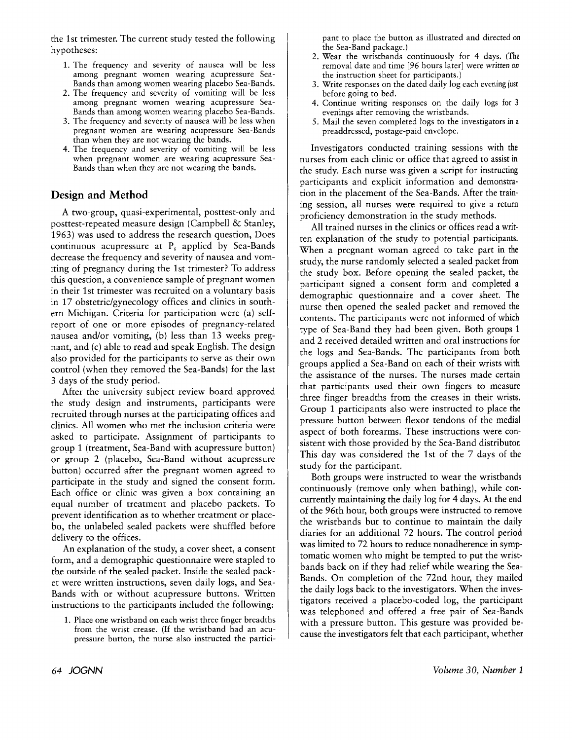the 1st trimester. The current study tested the following hypotheses:

1. The frequency and severity of nausea will be less among pregnant women wearing acupressure Sea-Bands than among women wearing placebo Sea-Bands.
2. The frequency and severity of vomiting will be less among pregnant women wearing acupressure Sea-Bands than among women wearing placebo Sea-Bands.
3. The frequency and severity of nausea will be less when pregnant women are wearing acupressure Sea-Bands than when they are not wearing the bands.
4. The frequency and severity of vomiting will be less when pregnant women are wearing acupressure Sea-Bands than when they are not wearing the bands.

## Design and Method

A two-group, quasi-experimental, posttest-only and posttest-repeated measure design (Campbell & Stanley, 1963) was used to address the research question, Does continuous acupressure at $P_6$ applied by Sea-Bands decrease the frequency and severity of nausea and vomiting of pregnancy during the 1st trimester? To address this question, a convenience sample of pregnant women in their 1st trimester was recruited on a voluntary basis in 17 obstetric/gynecology offices and clinics in southern Michigan. Criteria for participation were (a) self-report of one or more episodes of pregnancy-related nausea and/or vomiting, (b) less than 13 weeks pregnant, and (c) able to read and speak English. The design also provided for the participants to serve as their own control (when they removed the Sea-Bands) for the last 3 days of the study period.

After the university subject review board approved the study design and instruments, participants were recruited through nurses at the participating offices and clinics. All women who met the inclusion criteria were asked to participate. Assignment of participants to group 1 (treatment, Sea-Band with acupressure button) or group 2 (placebo, Sea-Band without acupressure button) occurred after the pregnant women agreed to participate in the study and signed the consent form. Each office or clinic was given a box containing an equal number of treatment and placebo packets. To prevent identification as to whether treatment or placebo, the unlabeled sealed packets were shuffled before delivery to the offices.

An explanation of the study, a cover sheet, a consent form, and a demographic questionnaire were stapled to the outside of the sealed packet. Inside the sealed packet were written instructions, seven daily logs, and Sea-Bands with or without acupressure buttons. Written instructions to the participants included the following:

1. Place one wristband on each wrist three finger breadths from the wrist crease. (If the wristband had an acupressure button, the nurse also instructed the participant to place the button as illustrated and directed on the Sea-Band package.)
2. Wear the wristbands continuously for 4 days. (The removal date and time [96 hours later] were written on the instruction sheet for participants.)
3. Write responses on the dated daily log each evening just before going to bed.
4. Continue writing responses on the daily logs for 3 evenings after removing the wristbands.
5. Mail the seven completed logs to the investigators in a preaddressed, postage-paid envelope.

Investigators conducted training sessions with the nurses from each clinic or office that agreed to assist in the study. Each nurse was given a script for instructing participants and explicit information and demonstration in the placement of the Sea-Bands. After the training session, all nurses were required to give a return proficiency demonstration in the study methods.

All trained nurses in the clinics or offices read a written explanation of the study to potential participants. When a pregnant woman agreed to take part in the study, the nurse randomly selected a sealed packet from the study box. Before opening the sealed packet, the participant signed a consent form and completed a demographic questionnaire and a cover sheet. The nurse then opened the sealed packet and removed the contents. The participants were not informed of which type of Sea-Band they had been given. Both groups 1 and 2 received detailed written and oral instructions for the logs and Sea-Bands. The participants from both groups applied a Sea-Band on each of their wrists with the assistance of the nurses. The nurses made certain that participants used their own fingers to measure three finger breadths from the creases in their wrists. Group 1 participants also were instructed to place the pressure button between flexor tendons of the medial aspect of both forearms. These instructions were consistent with those provided by the Sea-Band distributor. This day was considered the 1st of the 7 days of the study for the participant.

Both groups were instructed to wear the wristbands continuously (remove only when bathing), while concurrently maintaining the daily log for 4 days. At the end of the 96th hour, both groups were instructed to remove the wristbands but to continue to maintain the daily diaries for an additional 72 hours. The control period was limited to 72 hours to reduce nonadherence in symptomatic women who might be tempted to put the wristbands back on if they had relief while wearing the Sea-Bands. On completion of the 72nd hour, they mailed the daily logs back to the investigators. When the investigators received a placebo-coded log, the participant was telephoned and offered a free pair of Sea-Bands with a pressure button. This gesture was provided because the investigators felt that each participant, whether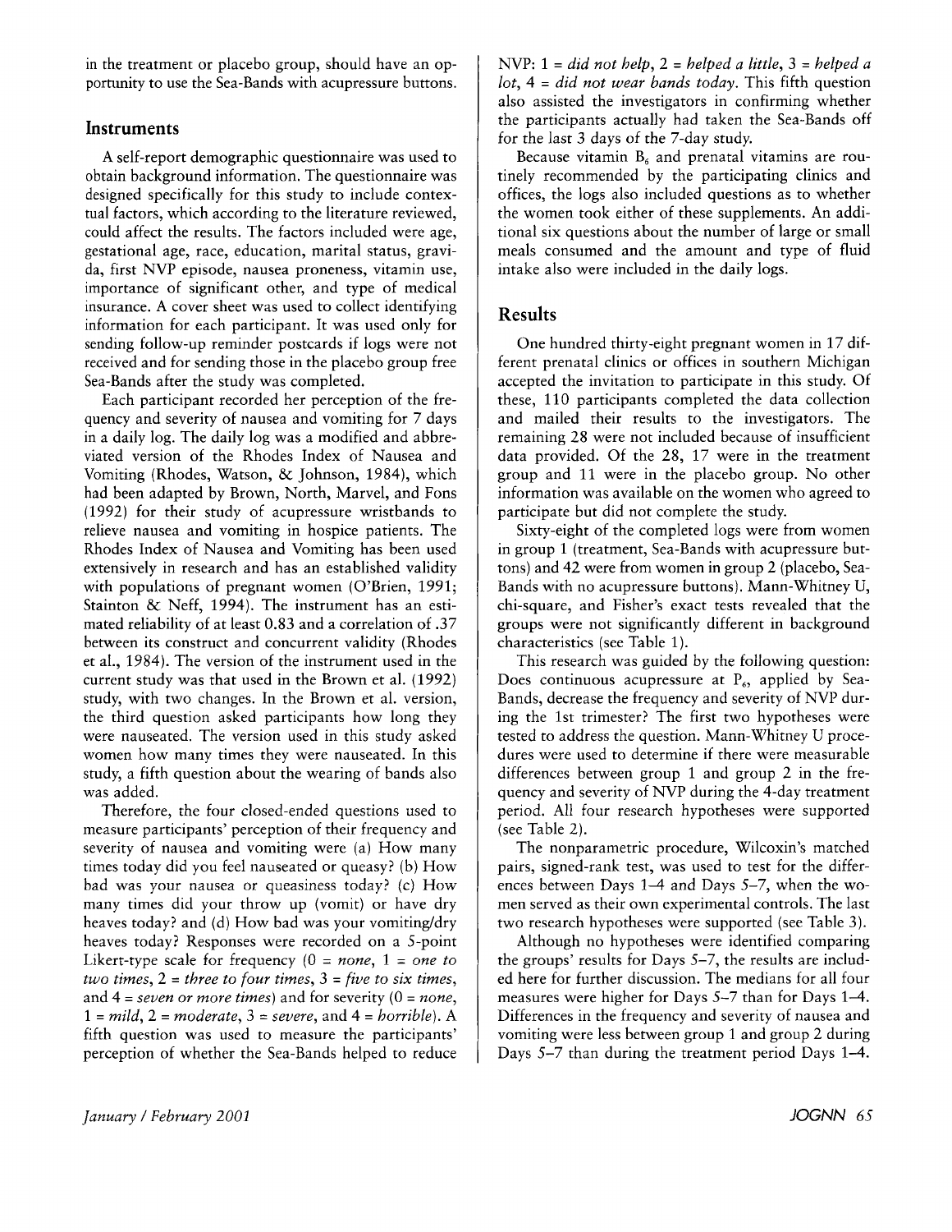in the treatment or placebo group, should have an opportunity to use the Sea-Bands with acupressure buttons.

## Instruments

A self-report demographic questionnaire was used to obtain background information. The questionnaire was designed specifically for this study to include contextual factors, which according to the literature reviewed, could affect the results. The factors included were age, gestational age, race, education, marital status, gravida, first NVP episode, nausea proneness, vitamin use, importance of significant other, and type of medical insurance. A cover sheet was used to collect identifying information for each participant. It was used only for sending follow-up reminder postcards if logs were not received and for sending those in the placebo group free Sea-Bands after the study was completed.

Each participant recorded her perception of the frequency and severity of nausea and vomiting for 7 days in a daily log. The daily log was a modified and abbreviated version of the Rhodes Index of Nausea and Vomiting (Rhodes, Watson, & Johnson, 1984), which had been adapted by Brown, North, Marvel, and Fons (1992) for their study of acupressure wristbands to relieve nausea and vomiting in hospice patients. The Rhodes Index of Nausea and Vomiting has been used extensively in research and has an established validity with populations of pregnant women (O'Brien, 1991; Stainton & Neff, 1994). The instrument has an estimated reliability of at least 0.83 and a correlation of .37 between its construct and concurrent validity (Rhodes et al., 1984). The version of the instrument used in the current study was that used in the Brown et al. (1992) study, with two changes. In the Brown et al. version, the third question asked participants how long they were nauseated. The version used in this study asked women how many times they were nauseated. In this study, a fifth question about the wearing of bands also was added.

Therefore, the four closed-ended questions used to measure participants' perception of their frequency and severity of nausea and vomiting were (a) How many times today did you feel nauseated or queasy? (b) How bad was your nausea or queasiness today? (c) How many times did your throw up (vomit) or have dry heaves today? and (d) How bad was your vomiting/dry heaves today? Responses were recorded on a 5-point Likert-type scale for frequency (0 = *none*, 1 = *one to two times*, 2 = *three to four times*, 3 = *five to six times*, and 4 = *seven or more times*) and for severity (0 = *none*, 1 = *mild*, 2 = *moderate*, 3 = *severe*, and 4 = *horrible*). A fifth question was used to measure the participants' perception of whether the Sea-Bands helped to reduce NVP: 1 = *did not help*, 2 = *helped a little*, 3 = *helped a lot*, 4 = *did not wear bands today*. This fifth question also assisted the investigators in confirming whether the participants actually had taken the Sea-Bands off for the last 3 days of the 7-day study.

Because vitamin $B_6$ and prenatal vitamins are routinely recommended by the participating clinics and offices, the logs also included questions as to whether the women took either of these supplements. An additional six questions about the number of large or small meals consumed and the amount and type of fluid intake also were included in the daily logs.

## Results

One hundred thirty-eight pregnant women in 17 different prenatal clinics or offices in southern Michigan accepted the invitation to participate in this study. Of these, 110 participants completed the data collection and mailed their results to the investigators. The remaining 28 were not included because of insufficient data provided. Of the 28, 17 were in the treatment group and 11 were in the placebo group. No other information was available on the women who agreed to participate but did not complete the study.

Sixty-eight of the completed logs were from women in group 1 (treatment, Sea-Bands with acupressure buttons) and 42 were from women in group 2 (placebo, Sea-Bands with no acupressure buttons). Mann-Whitney U, chi-square, and Fisher's exact tests revealed that the groups were not significantly different in background characteristics (see Table 1).

This research was guided by the following question: Does continuous acupressure at $P_6$, applied by Sea-Bands, decrease the frequency and severity of NVP during the 1st trimester? The first two hypotheses were tested to address the question. Mann-Whitney U procedures were used to determine if there were measurable differences between group 1 and group 2 in the frequency and severity of NVP during the 4-day treatment period. All four research hypotheses were supported (see Table 2).

The nonparametric procedure, Wilcoxin's matched pairs, signed-rank test, was used to test for the differences between Days 1–4 and Days 5–7, when the women served as their own experimental controls. The last two research hypotheses were supported (see Table 3).

Although no hypotheses were identified comparing the groups' results for Days 5–7, the results are included here for further discussion. The medians for all four measures were higher for Days 5–7 than for Days 1–4. Differences in the frequency and severity of nausea and vomiting were less between group 1 and group 2 during Days 5–7 than during the treatment period Days 1–4.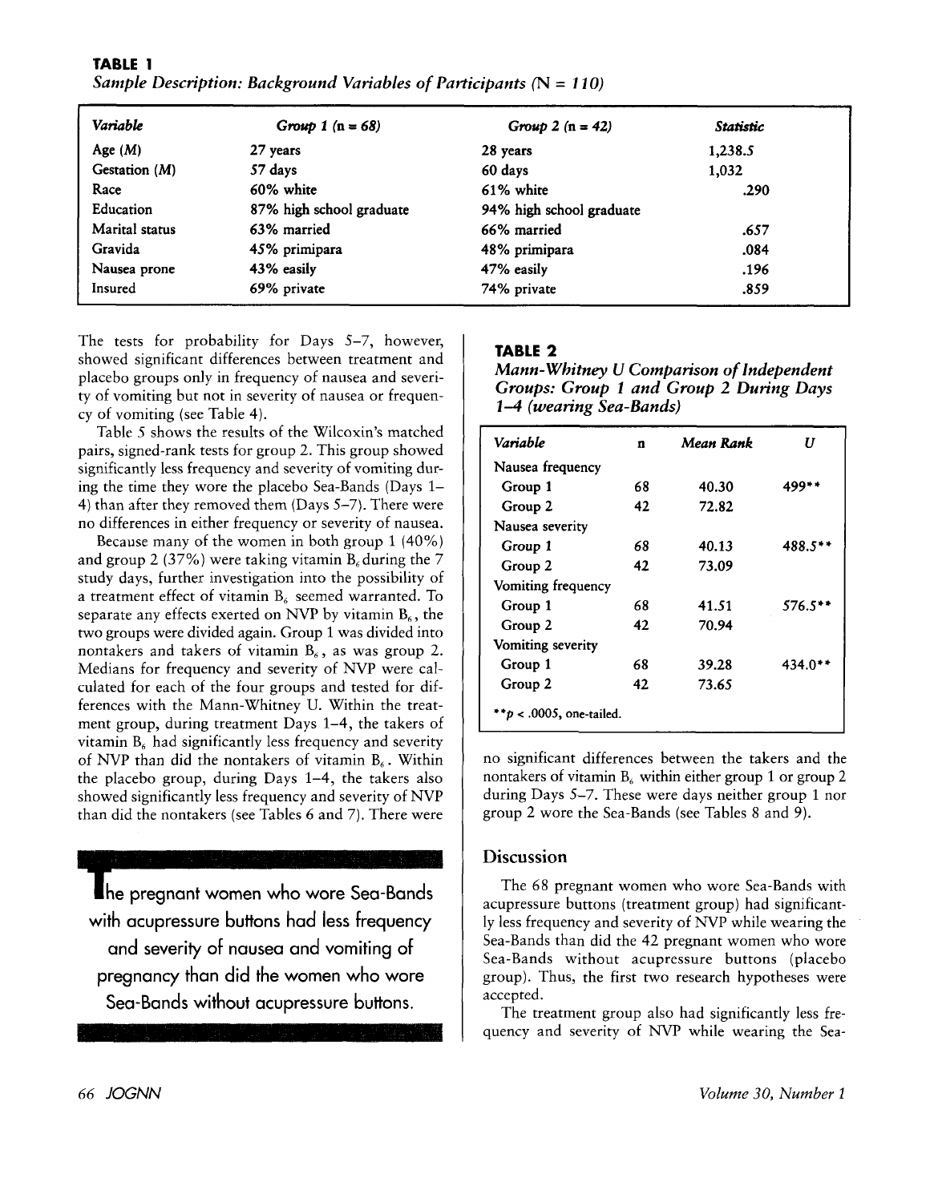**TABLE 1**

*Sample Description: Background Variables of Participants (N = 110)*

| *Variable* | *Group 1 (n = 68)* | *Group 2 (n = 42)* | *Statistic* |
|---|---|---|---|
| Age (*M*) | 27 years | 28 years | 1,238.5 |
| Gestation (*M*) | 57 days | 60 days | 1,032 |
| Race | 60% white | 61% white | .290 |
| Education | 87% high school graduate | 94% high school graduate | |
| Marital status | 63% married | 66% married | .657 |
| Gravida | 45% primipara | 48% primipara | .084 |
| Nausea prone | 43% easily | 47% easily | .196 |
| Insured | 69% private | 74% private | .859 |

The tests for probability for Days 5–7, however, showed significant differences between treatment and placebo groups only in frequency of nausea and severity of vomiting but not in severity of nausea or frequency of vomiting (see Table 4).

Table 5 shows the results of the Wilcoxin's matched pairs, signed-rank tests for group 2. This group showed significantly less frequency and severity of vomiting during the time they wore the placebo Sea-Bands (Days 1–4) than after they removed them (Days 5–7). There were no differences in either frequency or severity of nausea.

Because many of the women in both group 1 (40%) and group 2 (37%) were taking vitamin $B_6$ during the 7 study days, further investigation into the possibility of a treatment effect of vitamin $B_6$ seemed warranted. To separate any effects exerted on NVP by vitamin $B_6$, the two groups were divided again. Group 1 was divided into nontakers and takers of vitamin $B_6$, as was group 2. Medians for frequency and severity of NVP were calculated for each of the four groups and tested for differences with the Mann-Whitney U. Within the treatment group, during treatment Days 1–4, the takers of vitamin $B_6$ had significantly less frequency and severity of NVP than did the nontakers of vitamin $B_6$. Within the placebo group, during Days 1–4, the takers also showed significantly less frequency and severity of NVP than did the nontakers (see Tables 6 and 7). There were no significant differences between the takers and the nontakers of vitamin $B_6$ within either group 1 or group 2 during Days 5–7. These were days neither group 1 nor group 2 wore the Sea-Bands (see Tables 8 and 9).

**The pregnant women who wore Sea-Bands with acupressure buttons had less frequency and severity of nausea and vomiting of pregnancy than did the women who wore Sea-Bands without acupressure buttons.**

**TABLE 2**

***Mann-Whitney U Comparison of Independent Groups: Group 1 and Group 2 During Days 1–4 (wearing Sea-Bands)***

| *Variable* | n | *Mean Rank* | *U* |
|---|---|---|---|
| Nausea frequency | | | |
| Group 1 | 68 | 40.30 | 499** |
| Group 2 | 42 | 72.82 | |
| Nausea severity | | | |
| Group 1 | 68 | 40.13 | 488.5** |
| Group 2 | 42 | 73.09 | |
| Vomiting frequency | | | |
| Group 1 | 68 | 41.51 | 576.5** |
| Group 2 | 42 | 70.94 | |
| Vomiting severity | | | |
| Group 1 | 68 | 39.28 | 434.0** |
| Group 2 | 42 | 73.65 | |

**$p < .0005$, one-tailed.

## Discussion

The 68 pregnant women who wore Sea-Bands with acupressure buttons (treatment group) had significantly less frequency and severity of NVP while wearing the Sea-Bands than did the 42 pregnant women who wore Sea-Bands without acupressure buttons (placebo group). Thus, the first two research hypotheses were accepted.

The treatment group also had significantly less frequency and severity of NVP while wearing the Sea-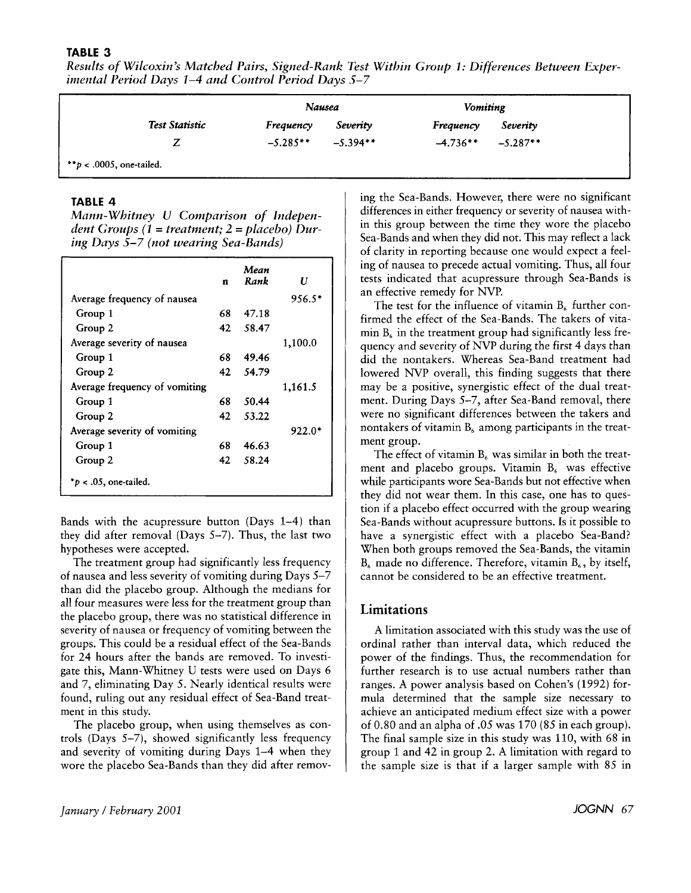**TABLE 3**

*Results of Wilcoxin's Matched Pairs, Signed-Rank Test Within Group 1: Differences Between Experimental Period Days 1–4 and Control Period Days 5–7*

| | *Nausea* | | *Vomiting* | |
|---|---|---|---|---|
| *Test Statistic* | *Frequency* | *Severity* | *Frequency* | *Severity* |
| Z | −5.285** | −5.394** | −4.736** | −5.287** |

**$p < .0005$, one-tailed.

**TABLE 4**

*Mann-Whitney U Comparison of Independent Groups (1 = treatment; 2 = placebo) During Days 5–7 (not wearing Sea-Bands)*

| | n | Mean Rank | U |
|---|---|---|---|
| Average frequency of nausea | | | 956.5* |
| Group 1 | 68 | 47.18 | |
| Group 2 | 42 | 58.47 | |
| Average severity of nausea | | | 1,100.0 |
| Group 1 | 68 | 49.46 | |
| Group 2 | 42 | 54.79 | |
| Average frequency of vomiting | | | 1,161.5 |
| Group 1 | 68 | 50.44 | |
| Group 2 | 42 | 53.22 | |
| Average severity of vomiting | | | 922.0* |
| Group 1 | 68 | 46.63 | |
| Group 2 | 42 | 58.24 | |

*$p < .05$, one-tailed.

Bands with the acupressure button (Days 1–4) than they did after removal (Days 5–7). Thus, the last two hypotheses were accepted.

The treatment group had significantly less frequency of nausea and less severity of vomiting during Days 5–7 than did the placebo group. Although the medians for all four measures were less for the treatment group than the placebo group, there was no statistical difference in severity of nausea or frequency of vomiting between the groups. This could be a residual effect of the Sea-Bands for 24 hours after the bands are removed. To investigate this, Mann-Whitney U tests were used on Days 6 and 7, eliminating Day 5. Nearly identical results were found, ruling out any residual effect of Sea-Band treatment in this study.

The placebo group, when using themselves as controls (Days 5–7), showed significantly less frequency and severity of vomiting during Days 1–4 when they wore the placebo Sea-Bands than they did after removing the Sea-Bands. However, there were no significant differences in either frequency or severity of nausea within this group between the time they wore the placebo Sea-Bands and when they did not. This may reflect a lack of clarity in reporting because one would expect a feeling of nausea to precede actual vomiting. Thus, all four tests indicated that acupressure through Sea-Bands is an effective remedy for NVP.

The test for the influence of vitamin $B_6$ further confirmed the effect of the Sea-Bands. The takers of vitamin $B_6$ in the treatment group had significantly less frequency and severity of NVP during the first 4 days than did the nontakers. Whereas Sea-Band treatment had lowered NVP overall, this finding suggests that there may be a positive, synergistic effect of the dual treatment. During Days 5–7, after Sea-Band removal, there were no significant differences between the takers and nontakers of vitamin $B_6$ among participants in the treatment group.

The effect of vitamin $B_6$ was similar in both the treatment and placebo groups. Vitamin $B_6$ was effective while participants wore Sea-Bands but not effective when they did not wear them. In this case, one has to question if a placebo effect occurred with the group wearing Sea-Bands without acupressure buttons. Is it possible to have a synergistic effect with a placebo Sea-Band? When both groups removed the Sea-Bands, the vitamin $B_6$ made no difference. Therefore, vitamin $B_6$, by itself, cannot be considered to be an effective treatment.

## Limitations

A limitation associated with this study was the use of ordinal rather than interval data, which reduced the power of the findings. Thus, the recommendation for further research is to use actual numbers rather than ranges. A power analysis based on Cohen's (1992) formula determined that the sample size necessary to achieve an anticipated medium effect size with a power of 0.80 and an alpha of .05 was 170 (85 in each group). The final sample size in this study was 110, with 68 in group 1 and 42 in group 2. A limitation with regard to the sample size is that if a larger sample with 85 in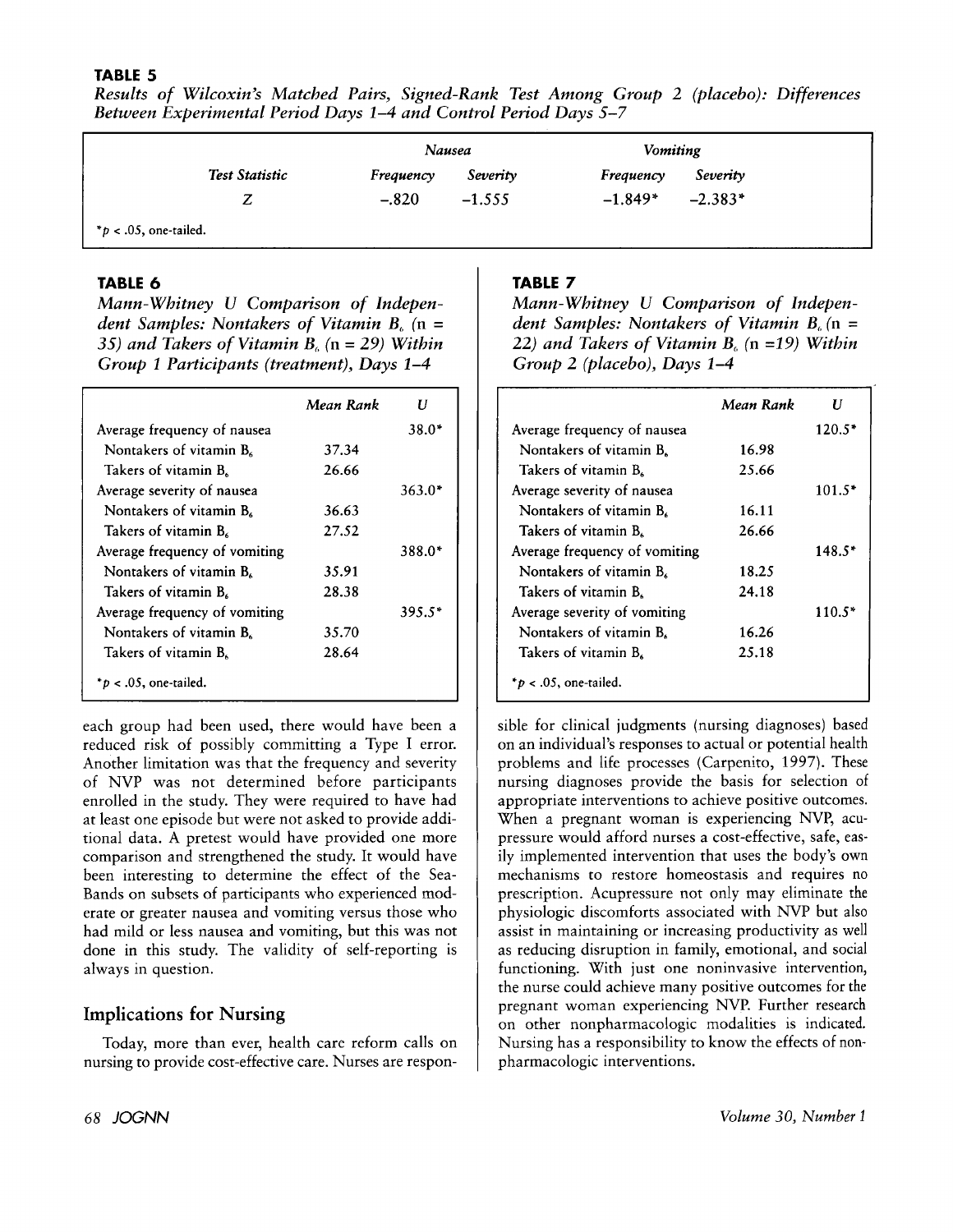**TABLE 5**

*Results of Wilcoxin's Matched Pairs, Signed-Rank Test Among Group 2 (placebo): Differences Between Experimental Period Days 1–4 and Control Period Days 5–7*

| | *Nausea* | | *Vomiting* | |
|---|---|---|---|---|
| *Test Statistic* | *Frequency* | *Severity* | *Frequency* | *Severity* |
| $Z$ | −.820 | −1.555 | −1.849* | −2.383* |

*$p < .05$, one-tailed.

**TABLE 6**

*Mann-Whitney U Comparison of Independent Samples: Nontakers of Vitamin $B_6$ (n = 35) and Takers of Vitamin $B_6$ (n = 29) Within Group 1 Participants (treatment), Days 1–4*

| | *Mean Rank* | *U* |
|---|---|---|
| Average frequency of nausea | | 38.0* |
| Nontakers of vitamin $B_6$ | 37.34 | |
| Takers of vitamin $B_6$ | 26.66 | |
| Average severity of nausea | | 363.0* |
| Nontakers of vitamin $B_6$ | 36.63 | |
| Takers of vitamin $B_6$ | 27.52 | |
| Average frequency of vomiting | | 388.0* |
| Nontakers of vitamin $B_6$ | 35.91 | |
| Takers of vitamin $B_6$ | 28.38 | |
| Average frequency of vomiting | | 395.5* |
| Nontakers of vitamin $B_6$ | 35.70 | |
| Takers of vitamin $B_6$ | 28.64 | |

*$p < .05$, one-tailed.

**TABLE 7**

*Mann-Whitney U Comparison of Independent Samples: Nontakers of Vitamin $B_6$ (n = 22) and Takers of Vitamin $B_6$ (n =19) Within Group 2 (placebo), Days 1–4*

| | *Mean Rank* | *U* |
|---|---|---|
| Average frequency of nausea | | 120.5* |
| Nontakers of vitamin $B_6$ | 16.98 | |
| Takers of vitamin $B_6$ | 25.66 | |
| Average severity of nausea | | 101.5* |
| Nontakers of vitamin $B_6$ | 16.11 | |
| Takers of vitamin $B_6$ | 26.66 | |
| Average frequency of vomiting | | 148.5* |
| Nontakers of vitamin $B_6$ | 18.25 | |
| Takers of vitamin $B_6$ | 24.18 | |
| Average severity of vomiting | | 110.5* |
| Nontakers of vitamin $B_6$ | 16.26 | |
| Takers of vitamin $B_6$ | 25.18 | |

*$p < .05$, one-tailed.

each group had been used, there would have been a reduced risk of possibly committing a Type I error. Another limitation was that the frequency and severity of NVP was not determined before participants enrolled in the study. They were required to have had at least one episode but were not asked to provide additional data. A pretest would have provided one more comparison and strengthened the study. It would have been interesting to determine the effect of the Sea-Bands on subsets of participants who experienced moderate or greater nausea and vomiting versus those who had mild or less nausea and vomiting, but this was not done in this study. The validity of self-reporting is always in question.

## Implications for Nursing

Today, more than ever, health care reform calls on nursing to provide cost-effective care. Nurses are responsible for clinical judgments (nursing diagnoses) based on an individual's responses to actual or potential health problems and life processes (Carpenito, 1997). These nursing diagnoses provide the basis for selection of appropriate interventions to achieve positive outcomes. When a pregnant woman is experiencing NVP, acupressure would afford nurses a cost-effective, safe, easily implemented intervention that uses the body's own mechanisms to restore homeostasis and requires no prescription. Acupressure not only may eliminate the physiologic discomforts associated with NVP but also assist in maintaining or increasing productivity as well as reducing disruption in family, emotional, and social functioning. With just one noninvasive intervention, the nurse could achieve many positive outcomes for the pregnant woman experiencing NVP. Further research on other nonpharmacologic modalities is indicated. Nursing has a responsibility to know the effects of nonpharmacologic interventions.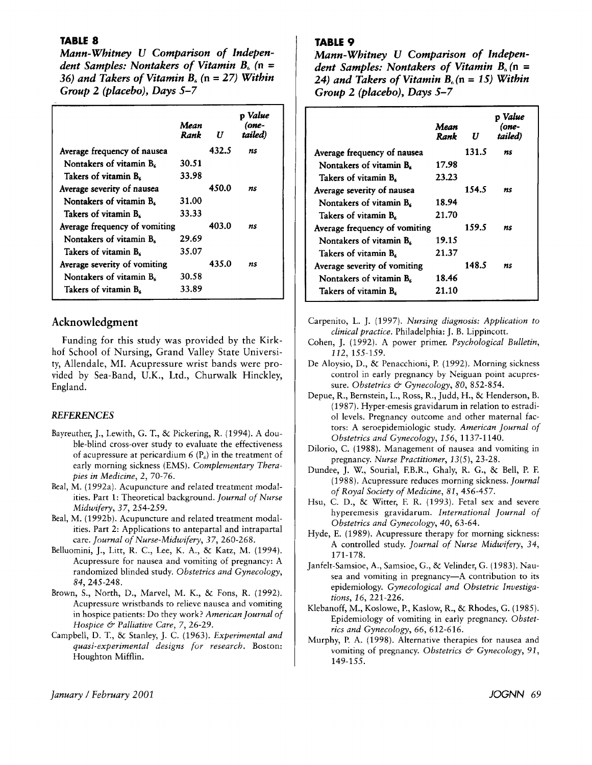**TABLE 8**

*Mann-Whitney U Comparison of Independent Samples: Nontakers of Vitamin $B_6$ (n = 36) and Takers of Vitamin $B_6$ (n = 27) Within Group 2 (placebo), Days 5–7*

| | *Mean Rank* | *U* | p *Value (one-tailed)* |
|---|---|---|---|
| Average frequency of nausea | | 432.5 | *ns* |
| Nontakers of vitamin $B_6$ | 30.51 | | |
| Takers of vitamin $B_6$ | 33.98 | | |
| Average severity of nausea | | 450.0 | *ns* |
| Nontakers of vitamin $B_6$ | 31.00 | | |
| Takers of vitamin $B_6$ | 33.33 | | |
| Average frequency of vomiting | | 403.0 | *ns* |
| Nontakers of vitamin $B_6$ | 29.69 | | |
| Takers of vitamin $B_6$ | 35.07 | | |
| Average severity of vomiting | | 435.0 | *ns* |
| Nontakers of vitamin $B_6$ | 30.58 | | |
| Takers of vitamin $B_6$ | 33.89 | | |

**TABLE 9**

*Mann-Whitney U Comparison of Independent Samples: Nontakers of Vitamin $B_6$ (n = 24) and Takers of Vitamin $B_6$ (n = 15) Within Group 2 (placebo), Days 5–7*

| | *Mean Rank* | *U* | p *Value (one-tailed)* |
|---|---|---|---|
| Average frequency of nausea | | 131.5 | *ns* |
| Nontakers of vitamin $B_6$ | 17.98 | | |
| Takers of vitamin $B_6$ | 23.23 | | |
| Average severity of nausea | | 154.5 | *ns* |
| Nontakers of vitamin $B_6$ | 18.94 | | |
| Takers of vitamin $B_6$ | 21.70 | | |
| Average frequency of vomiting | | 159.5 | *ns* |
| Nontakers of vitamin $B_6$ | 19.15 | | |
| Takers of vitamin $B_6$ | 21.37 | | |
| Average severity of vomiting | | 148.5 | *ns* |
| Nontakers of vitamin $B_6$ | 18.46 | | |
| Takers of vitamin $B_6$ | 21.10 | | |

## Acknowledgment

Funding for this study was provided by the Kirkhof School of Nursing, Grand Valley State University, Allendale, MI. Acupressure wrist bands were provided by Sea-Band, U.K., Ltd., Churwalk Hinckley, England.

### *REFERENCES*

Bayreuther, J., Lewith, G. T., & Pickering, R. (1994). A double-blind cross-over study to evaluate the effectiveness of acupressure at pericardium 6 ($P_6$) in the treatment of early morning sickness (EMS). *Complementary Therapies in Medicine*, *2*, 70-76.

Beal, M. (1992a). Acupuncture and related treatment modalities. Part 1: Theoretical background. *Journal of Nurse Midwifery*, *37*, 254-259.

Beal, M. (1992b). Acupuncture and related treatment modalities. Part 2: Applications to antepartal and intrapartal care. *Journal of Nurse-Midwifery*, *37*, 260-268.

Belluomini, J., Litt, R. C., Lee, K. A., & Katz, M. (1994). Acupressure for nausea and vomiting of pregnancy: A randomized blinded study. *Obstetrics and Gynecology*, *84*, 245-248.

Brown, S., North, D., Marvel, M. K., & Fons, R. (1992). Acupressure wristbands to relieve nausea and vomiting in hospice patients: Do they work? *American Journal of Hospice & Palliative Care*, *7*, 26-29.

Campbell, D. T., & Stanley, J. C. (1963). *Experimental and quasi-experimental designs for research*. Boston: Houghton Mifflin.

Carpenito, L. J. (1997). *Nursing diagnosis: Application to clinical practice*. Philadelphia: J. B. Lippincott.

Cohen, J. (1992). A power primer. *Psychological Bulletin*, *112*, 155-159.

De Aloysio, D., & Penacchioni, P. (1992). Morning sickness control in early pregnancy by Neiguan point acupressure. *Obstetrics & Gynecology*, *80*, 852-854.

Depue, R., Bernstein, L., Ross, R., Judd, H., & Henderson, B. (1987). Hyper-emesis gravidarum in relation to estradiol levels. Pregnancy outcome and other maternal factors: A seroepidemiologic study. *American Journal of Obstetrics and Gynecology*, *156*, 1137-1140.

Dilorio, C. (1988). Management of nausea and vomiting in pregnancy. *Nurse Practitioner*, *13*(5), 23-28.

Dundee, J. W., Sourial, F.B.R., Ghaly, R. G., & Bell, P. F. (1988). Acupressure reduces morning sickness. *Journal of Royal Society of Medicine*, *81*, 456-457.

Hsu, C. D., & Witter, F. R. (1993). Fetal sex and severe hyperemesis gravidarum. *International Journal of Obstetrics and Gynecology*, *40*, 63-64.

Hyde, E. (1989). Acupressure therapy for morning sickness: A controlled study. *Journal of Nurse Midwifery*, *34*, 171-178.

Janfelt-Samsioe, A., Samsioe, G., & Velinder, G. (1983). Nausea and vomiting in pregnancy—A contribution to its epidemiology. *Gynecological and Obstetric Investigations*, *16*, 221-226.

Klebanoff, M., Koslowe, P., Kaslow, R., & Rhodes, G. (1985). Epidemiology of vomiting in early pregnancy. *Obstetrics and Gynecology*, *66*, 612-616.

Murphy, P. A. (1998). Alternative therapies for nausea and vomiting of pregnancy. *Obstetrics & Gynecology*, *91*, 149-155.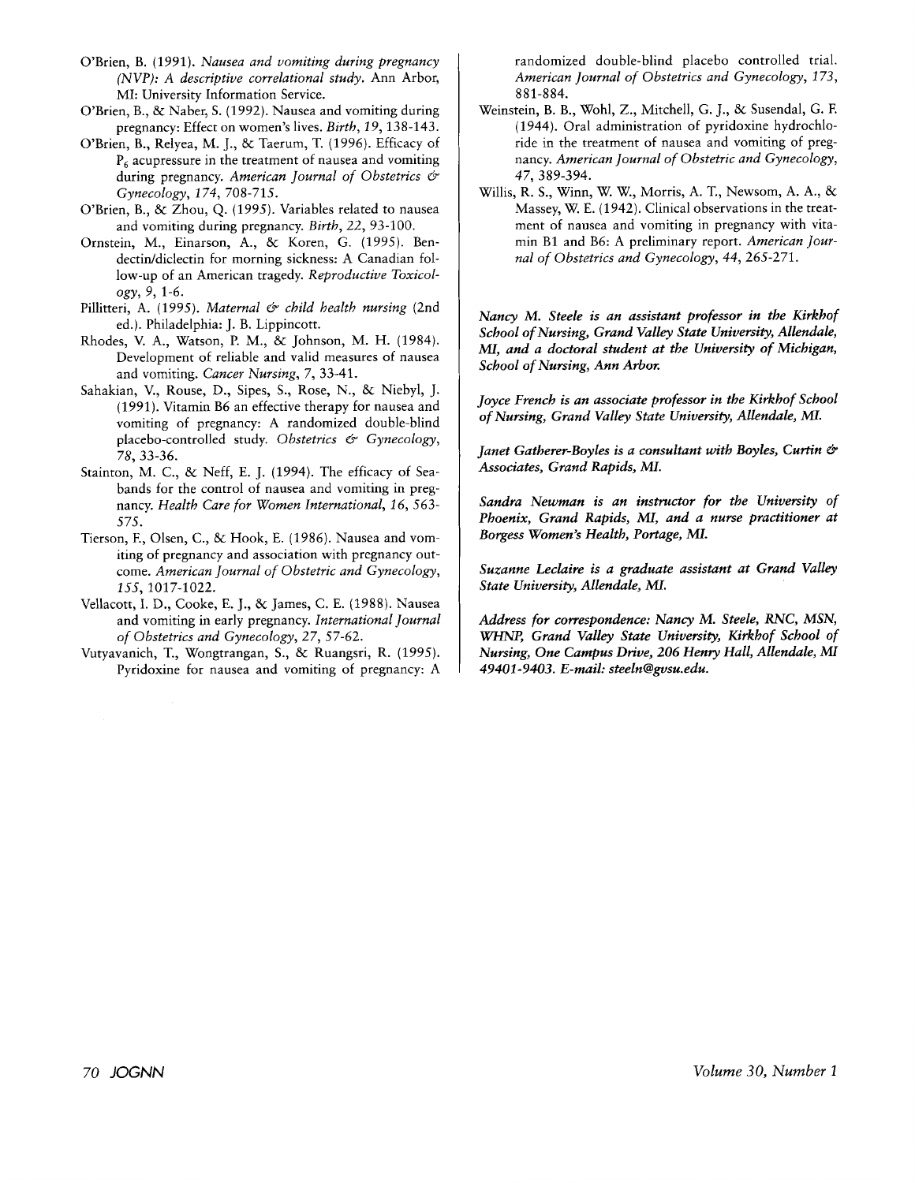O'Brien, B. (1991). *Nausea and vomiting during pregnancy (NVP): A descriptive correlational study.* Ann Arbor, MI: University Information Service.

O'Brien, B., & Naber, S. (1992). Nausea and vomiting during pregnancy: Effect on women's lives. *Birth, 19,* 138-143.

O'Brien, B., Relyea, M. J., & Taerum, T. (1996). Efficacy of $P_6$ acupressure in the treatment of nausea and vomiting during pregnancy. *American Journal of Obstetrics & Gynecology, 174,* 708-715.

O'Brien, B., & Zhou, Q. (1995). Variables related to nausea and vomiting during pregnancy. *Birth, 22,* 93-100.

Ornstein, M., Einarson, A., & Koren, G. (1995). Bendectin/diclectin for morning sickness: A Canadian follow-up of an American tragedy. *Reproductive Toxicology, 9,* 1-6.

Pillitteri, A. (1995). *Maternal & child health nursing* (2nd ed.). Philadelphia: J. B. Lippincott.

Rhodes, V. A., Watson, P. M., & Johnson, M. H. (1984). Development of reliable and valid measures of nausea and vomiting. *Cancer Nursing, 7,* 33-41.

Sahakian, V., Rouse, D., Sipes, S., Rose, N., & Niebyl, J. (1991). Vitamin B6 an effective therapy for nausea and vomiting of pregnancy: A randomized double-blind placebo-controlled study. *Obstetrics & Gynecology, 78,* 33-36.

Stainton, M. C., & Neff, E. J. (1994). The efficacy of Seabands for the control of nausea and vomiting in pregnancy. *Health Care for Women International, 16,* 563-575.

Tierson, F., Olsen, C., & Hook, E. (1986). Nausea and vomiting of pregnancy and association with pregnancy outcome. *American Journal of Obstetric and Gynecology, 155,* 1017-1022.

Vellacott, I. D., Cooke, E. J., & James, C. E. (1988). Nausea and vomiting in early pregnancy. *International Journal of Obstetrics and Gynecology, 27,* 57-62.

Vutyavanich, T., Wongtrangan, S., & Ruangsri, R. (1995). Pyridoxine for nausea and vomiting of pregnancy: A randomized double-blind placebo controlled trial. *American Journal of Obstetrics and Gynecology, 173,* 881-884.

Weinstein, B. B., Wohl, Z., Mitchell, G. J., & Susendal, G. F. (1944). Oral administration of pyridoxine hydrochloride in the treatment of nausea and vomiting of pregnancy. *American Journal of Obstetric and Gynecology, 47,* 389-394.

Willis, R. S., Winn, W. W., Morris, A. T., Newsom, A. A., & Massey, W. E. (1942). Clinical observations in the treatment of nausea and vomiting in pregnancy with vitamin B1 and B6: A preliminary report. *American Journal of Obstetrics and Gynecology, 44,* 265-271.

*Nancy M. Steele is an assistant professor in the Kirkhof School of Nursing, Grand Valley State University, Allendale, MI, and a doctoral student at the University of Michigan, School of Nursing, Ann Arbor.*

*Joyce French is an associate professor in the Kirkhof School of Nursing, Grand Valley State University, Allendale, MI.*

*Janet Gatherer-Boyles is a consultant with Boyles, Curtin & Associates, Grand Rapids, MI.*

*Sandra Newman is an instructor for the University of Phoenix, Grand Rapids, MI, and a nurse practitioner at Borgess Women's Health, Portage, MI.*

*Suzanne Leclaire is a graduate assistant at Grand Valley State University, Allendale, MI.*

*Address for correspondence: Nancy M. Steele, RNC, MSN, WHNP, Grand Valley State University, Kirkhof School of Nursing, One Campus Drive, 206 Henry Hall, Allendale, MI 49401-9403. E-mail: steeln@gvsu.edu.*